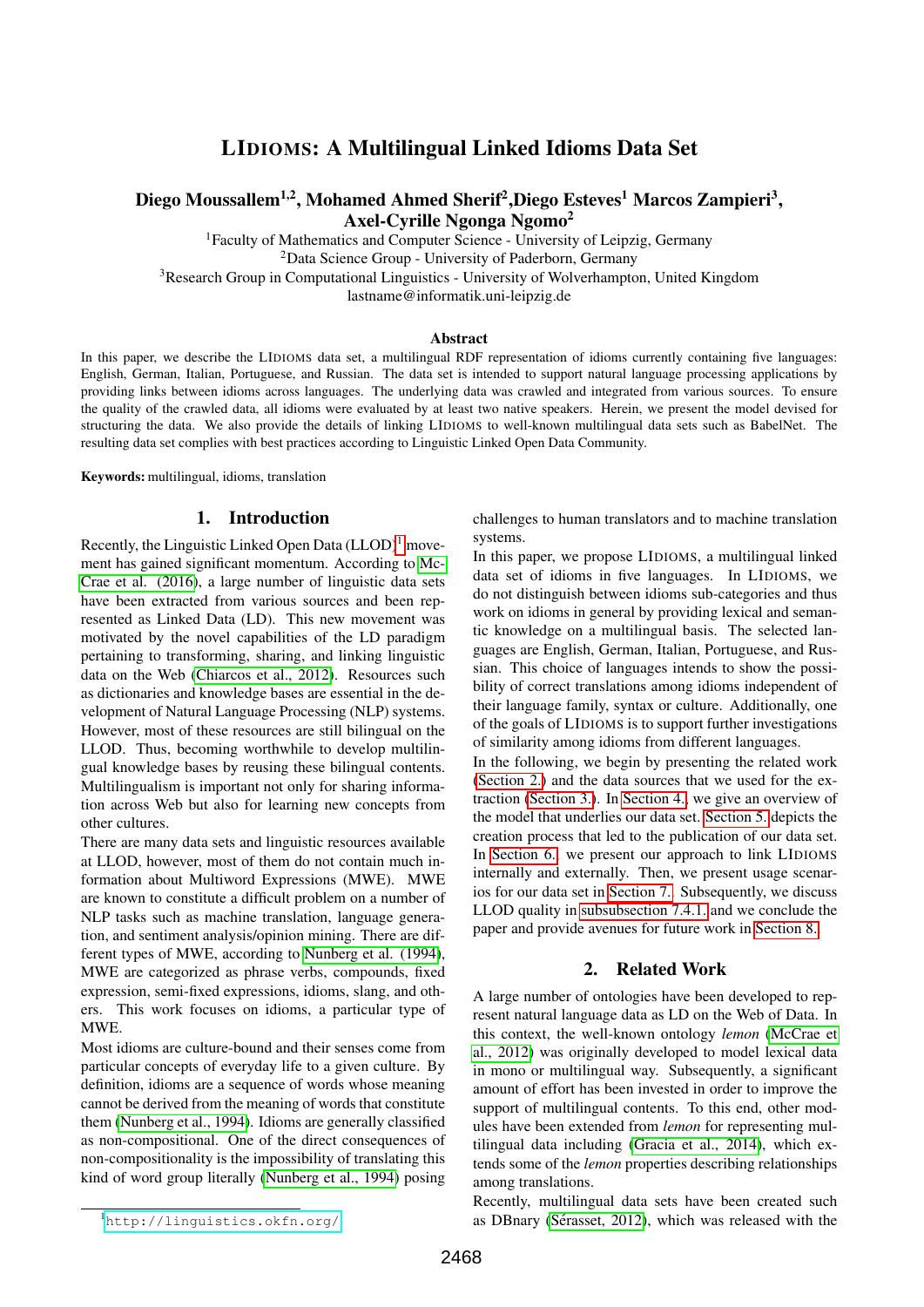# LIDIOMS: A Multilingual Linked Idioms Data Set

**Diego Moussallem[1,2], Mohamed Ahmed Sherif[2], Diego Esteves[1] Marcos Zampieri[3], Axel-Cyrille Ngonga Ngomo[2]**

[1]Faculty of Mathematics and Computer Science - University of Leipzig, Germany
[2]Data Science Group - University of Paderborn, Germany
[3]Research Group in Computational Linguistics - University of Wolverhampton, United Kingdom
lastname@informatik.uni-leipzig.de

## Abstract

In this paper, we describe the LIDIOMS data set, a multilingual RDF representation of idioms currently containing five languages: English, German, Italian, Portuguese, and Russian. The data set is intended to support natural language processing applications by providing links between idioms across languages. The underlying data was crawled and integrated from various sources. To ensure the quality of the crawled data, all idioms were evaluated by at least two native speakers. Herein, we present the model devised for structuring the data. We also provide the details of linking LIDIOMS to well-known multilingual data sets such as BabelNet. The resulting data set complies with best practices according to Linguistic Linked Open Data Community.

**Keywords:** multilingual, idioms, translation

## 1. Introduction

Recently, the Linguistic Linked Open Data (LLOD)[1] movement has gained significant momentum. According to McCrae et al. (2016), a large number of linguistic data sets have been extracted from various sources and been represented as Linked Data (LD). This new movement was motivated by the novel capabilities of the LD paradigm pertaining to transforming, sharing, and linking linguistic data on the Web (Chiarcos et al., 2012). Resources such as dictionaries and knowledge bases are essential in the development of Natural Language Processing (NLP) systems. However, most of these resources are still bilingual on the LLOD. Thus, becoming worthwhile to develop multilingual knowledge bases by reusing these bilingual contents. Multilingualism is important not only for sharing information across Web but also for learning new concepts from other cultures.

There are many data sets and linguistic resources available at LLOD, however, most of them do not contain much information about Multiword Expressions (MWE). MWE are known to constitute a difficult problem on a number of NLP tasks such as machine translation, language generation, and sentiment analysis/opinion mining. There are different types of MWE, according to Nunberg et al. (1994), MWE are categorized as phrase verbs, compounds, fixed expression, semi-fixed expressions, idioms, slang, and others. This work focuses on idioms, a particular type of MWE.

Most idioms are culture-bound and their senses come from particular concepts of everyday life to a given culture. By definition, idioms are a sequence of words whose meaning cannot be derived from the meaning of words that constitute them (Nunberg et al., 1994). Idioms are generally classified as non-compositional. One of the direct consequences of non-compositionality is the impossibility of translating this kind of word group literally (Nunberg et al., 1994) posing challenges to human translators and to machine translation systems.

In this paper, we propose LIDIOMS, a multilingual linked data set of idioms in five languages. In LIDIOMS, we do not distinguish between idioms sub-categories and thus work on idioms in general by providing lexical and semantic knowledge on a multilingual basis. The selected languages are English, German, Italian, Portuguese, and Russian. This choice of languages intends to show the possibility of correct translations among idioms independent of their language family, syntax or culture. Additionally, one of the goals of LIDIOMS is to support further investigations of similarity among idioms from different languages.

In the following, we begin by presenting the related work (Section 2.) and the data sources that we used for the extraction (Section 3.). In Section 4., we give an overview of the model that underlies our data set. Section 5. depicts the creation process that led to the publication of our data set. In Section 6. we present our approach to link LIDIOMS internally and externally. Then, we present usage scenarios for our data set in Section 7. Subsequently, we discuss LLOD quality in subsubsection 7.4.1. and we conclude the paper and provide avenues for future work in Section 8.

## 2. Related Work

A large number of ontologies have been developed to represent natural language data as LD on the Web of Data. In this context, the well-known ontology *lemon* (McCrae et al., 2012) was originally developed to model lexical data in mono or multilingual way. Subsequently, a significant amount of effort has been invested in order to improve the support of multilingual contents. To this end, other modules have been extended from *lemon* for representing multilingual data including (Gracia et al., 2014), which extends some of the *lemon* properties describing relationships among translations.

Recently, multilingual data sets have been created such as DBnary (Sérasset, 2012), which was released with the

[1] http://linguistics.okfn.org/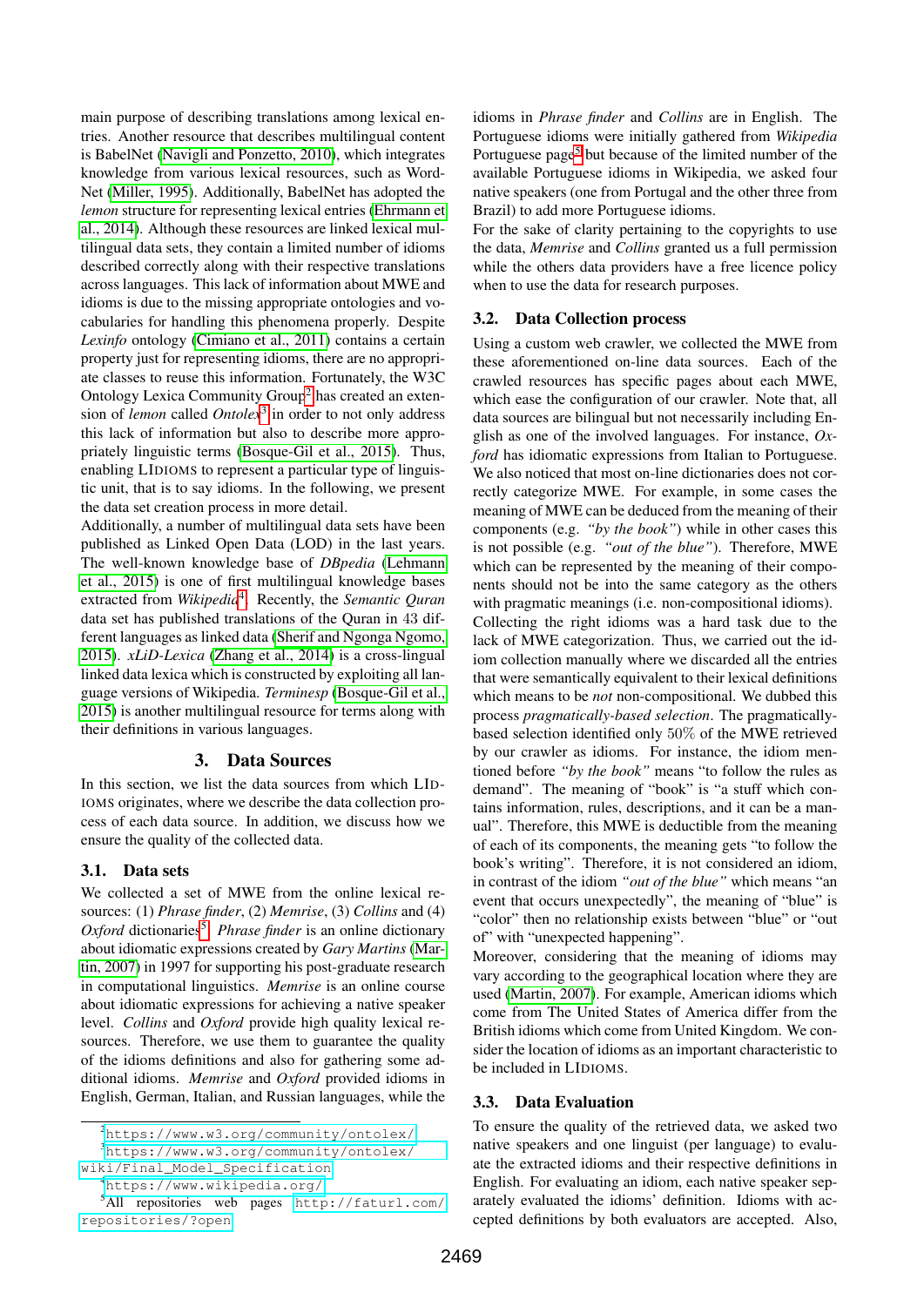main purpose of describing translations among lexical entries. Another resource that describes multilingual content is BabelNet (Navigli and Ponzetto, 2010), which integrates knowledge from various lexical resources, such as WordNet (Miller, 1995). Additionally, BabelNet has adopted the *lemon* structure for representing lexical entries (Ehrmann et al., 2014). Although these resources are linked lexical multilingual data sets, they contain a limited number of idioms described correctly along with their respective translations across languages. This lack of information about MWE and idioms is due to the missing appropriate ontologies and vocabularies for handling this phenomena properly. Despite *Lexinfo* ontology (Cimiano et al., 2011) contains a certain property just for representing idioms, there are no appropriate classes to reuse this information. Fortunately, the W3C Ontology Lexica Community Group[2] has created an extension of *lemon* called *Ontolex*[3] in order to not only address this lack of information but also to describe more appropriately linguistic terms (Bosque-Gil et al., 2015). Thus, enabling LIDIOMS to represent a particular type of linguistic unit, that is to say idioms. In the following, we present the data set creation process in more detail.

Additionally, a number of multilingual data sets have been published as Linked Open Data (LOD) in the last years. The well-known knowledge base of *DBpedia* (Lehmann et al., 2015) is one of first multilingual knowledge bases extracted from *Wikipedia*[4]. Recently, the *Semantic Quran* data set has published translations of the Quran in 43 different languages as linked data (Sherif and Ngonga Ngomo, 2015). *xLiD-Lexica* (Zhang et al., 2014) is a cross-lingual linked data lexica which is constructed by exploiting all language versions of Wikipedia. *Terminesp* (Bosque-Gil et al., 2015) is another multilingual resource for terms along with their definitions in various languages.

## 3. Data Sources

In this section, we list the data sources from which LIDIOMS originates, where we describe the data collection process of each data source. In addition, we discuss how we ensure the quality of the collected data.

### 3.1. Data sets

We collected a set of MWE from the online lexical resources: (1) *Phrase finder*, (2) *Memrise*, (3) *Collins* and (4) *Oxford* dictionaries[5]. *Phrase finder* is an online dictionary about idiomatic expressions created by *Gary Martins* (Martin, 2007) in 1997 for supporting his post-graduate research in computational linguistics. *Memrise* is an online course about idiomatic expressions for achieving a native speaker level. *Collins* and *Oxford* provide high quality lexical resources. Therefore, we use them to guarantee the quality of the idioms definitions and also for gathering some additional idioms. *Memrise* and *Oxford* provided idioms in English, German, Italian, and Russian languages, while the idioms in *Phrase finder* and *Collins* are in English. The Portuguese idioms were initially gathered from *Wikipedia* Portuguese page[5] but because of the limited number of the available Portuguese idioms in Wikipedia, we asked four native speakers (one from Portugal and the other three from Brazil) to add more Portuguese idioms.

For the sake of clarity pertaining to the copyrights to use the data, *Memrise* and *Collins* granted us a full permission while the others data providers have a free licence policy when to use the data for research purposes.

### 3.2. Data Collection process

Using a custom web crawler, we collected the MWE from these aforementioned on-line data sources. Each of the crawled resources has specific pages about each MWE, which ease the configuration of our crawler. Note that, all data sources are bilingual but not necessarily including English as one of the involved languages. For instance, *Oxford* has idiomatic expressions from Italian to Portuguese. We also noticed that most on-line dictionaries does not correctly categorize MWE. For example, in some cases the meaning of MWE can be deduced from the meaning of their components (e.g. *"by the book"*) while in other cases this is not possible (e.g. *"out of the blue"*). Therefore, MWE which can be represented by the meaning of their components should not be into the same category as the others with pragmatic meanings (i.e. non-compositional idioms).

Collecting the right idioms was a hard task due to the lack of MWE categorization. Thus, we carried out the idiom collection manually where we discarded all the entries that were semantically equivalent to their lexical definitions which means to be *not* non-compositional. We dubbed this process *pragmatically-based selection*. The pragmatically-based selection identified only 50% of the MWE retrieved by our crawler as idioms. For instance, the idiom mentioned before *"by the book"* means "to follow the rules as demand". The meaning of "book" is "a stuff which contains information, rules, descriptions, and it can be a manual". Therefore, this MWE is deductible from the meaning of each of its components, the meaning gets "to follow the book's writing". Therefore, it is not considered an idiom, in contrast of the idiom *"out of the blue"* which means "an event that occurs unexpectedly", the meaning of "blue" is "color" then no relationship exists between "blue" or "out of" with "unexpected happening".

Moreover, considering that the meaning of idioms may vary according to the geographical location where they are used (Martin, 2007). For example, American idioms which come from The United States of America differ from the British idioms which come from United Kingdom. We consider the location of idioms as an important characteristic to be included in LIDIOMS.

### 3.3. Data Evaluation

To ensure the quality of the retrieved data, we asked two native speakers and one linguist (per language) to evaluate the extracted idioms and their respective definitions in English. For evaluating an idiom, each native speaker separately evaluated the idioms' definition. Idioms with accepted definitions by both evaluators are accepted. Also,

---

[2] https://www.w3.org/community/ontolex/

[3] https://www.w3.org/community/ontolex/wiki/Final_Model_Specification

[4] https://www.wikipedia.org/

[5] All repositories web pages http://faturl.com/repositories/?open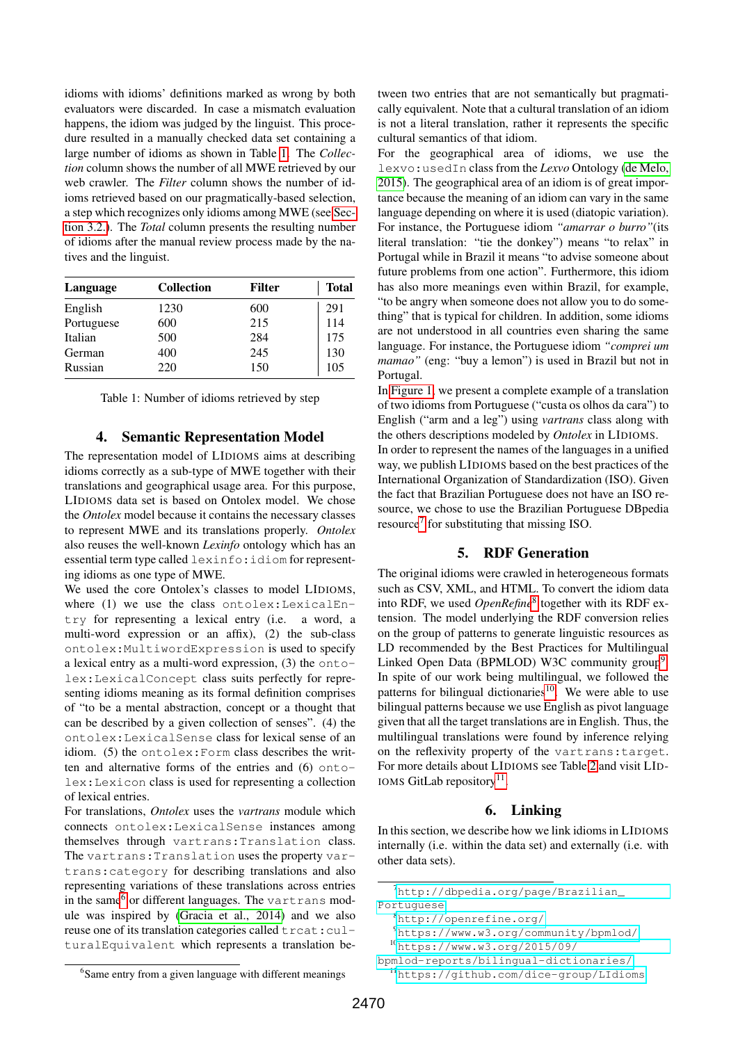idioms with idioms' definitions marked as wrong by both evaluators were discarded. In case a mismatch evaluation happens, the idiom was judged by the linguist. This procedure resulted in a manually checked data set containing a large number of idioms as shown in Table 1. The *Collection* column shows the number of all MWE retrieved by our web crawler. The *Filter* column shows the number of idioms retrieved based on our pragmatically-based selection, a step which recognizes only idioms among MWE (see Section 3.2.). The *Total* column presents the resulting number of idioms after the manual review process made by the natives and the linguist.

| Language | Collection | Filter | Total |
|---|---|---|---|
| English | 1230 | 600 | 291 |
| Portuguese | 600 | 215 | 114 |
| Italian | 500 | 284 | 175 |
| German | 400 | 245 | 130 |
| Russian | 220 | 150 | 105 |

Table 1: Number of idioms retrieved by step

## 4. Semantic Representation Model

The representation model of LIDIOMS aims at describing idioms correctly as a sub-type of MWE together with their translations and geographical usage area. For this purpose, LIDIOMS data set is based on Ontolex model. We chose the *Ontolex* model because it contains the necessary classes to represent MWE and its translations properly. *Ontolex* also reuses the well-known *Lexinfo* ontology which has an essential term type called `lexinfo:idiom` for representing idioms as one type of MWE.

We used the core Ontolex's classes to model LIDIOMS, where (1) we use the class `ontolex:LexicalEntry` for representing a lexical entry (i.e. a word, a multi-word expression or an affix), (2) the sub-class `ontolex:MultiwordExpression` is used to specify a lexical entry as a multi-word expression, (3) the `ontolex:LexicalConcept` class suits perfectly for representing idioms meaning as its formal definition comprises of "to be a mental abstraction, concept or a thought that can be described by a given collection of senses". (4) the `ontolex:LexicalSense` class for lexical sense of an idiom. (5) the `ontolex:Form` class describes the written and alternative forms of the entries and (6) `ontolex:Lexicon` class is used for representing a collection of lexical entries.

For translations, *Ontolex* uses the *vartrans* module which connects `ontolex:LexicalSense` instances among themselves through `vartrans:Translation` class. The `vartrans:Translation` uses the property `vartrans:category` for describing translations and also representing variations of these translations across entries in the same[6] or different languages. The `vartrans` module was inspired by (Gracia et al., 2014) and we also reuse one of its translation categories called `trcat:culturalEquivalent` which represents a translation between two entries that are not semantically but pragmatically equivalent. Note that a cultural translation of an idiom is not a literal translation, rather it represents the specific cultural semantics of that idiom.

For the geographical area of idioms, we use the `lexvo:usedIn` class from the *Lexvo* Ontology (de Melo, 2015). The geographical area of an idiom is of great importance because the meaning of an idiom can vary in the same language depending on where it is used (diatopic variation). For instance, the Portuguese idiom *"amarrar o burro"*(its literal translation: "tie the donkey") means "to relax" in Portugal while in Brazil it means "to advise someone about future problems from one action". Furthermore, this idiom has also more meanings even within Brazil, for example, "to be angry when someone does not allow you to do something" that is typical for children. In addition, some idioms are not understood in all countries even sharing the same language. For instance, the Portuguese idiom *"comprei um mamao"* (eng: "buy a lemon") is used in Brazil but not in Portugal.

In Figure 1, we present a complete example of a translation of two idioms from Portuguese ("custa os olhos da cara") to English ("arm and a leg") using *vartrans* class along with the others descriptions modeled by *Ontolex* in LIDIOMS.

In order to represent the names of the languages in a unified way, we publish LIDIOMS based on the best practices of the International Organization of Standardization (ISO). Given the fact that Brazilian Portuguese does not have an ISO resource, we chose to use the Brazilian Portuguese DBpedia resource[7] for substituting that missing ISO.

## 5. RDF Generation

The original idioms were crawled in heterogeneous formats such as CSV, XML, and HTML. To convert the idiom data into RDF, we used *OpenRefine*[8] together with its RDF extension. The model underlying the RDF conversion relies on the group of patterns to generate linguistic resources as LD recommended by the Best Practices for Multilingual Linked Open Data (BPMLOD) W3C community group[9]. In spite of our work being multilingual, we followed the patterns for bilingual dictionaries[10]. We were able to use bilingual patterns because we use English as pivot language given that all the target translations are in English. Thus, the multilingual translations were found by inference relying on the reflexivity property of the `vartrans:target`. For more details about LIDIOMS see Table 2 and visit LIDIOMS GitLab repository[11].

## 6. Linking

In this section, we describe how we link idioms in LIDIOMS internally (i.e. within the data set) and externally (i.e. with other data sets).

[6] Same entry from a given language with different meanings

[7] http://dbpedia.org/page/Brazilian_Portuguese

[8] http://openrefine.org/

[9] https://www.w3.org/community/bpmlod/

[10] https://www.w3.org/2015/09/bpmlod-reports/bilingual-dictionaries/

[11] https://github.com/dice-group/LIdioms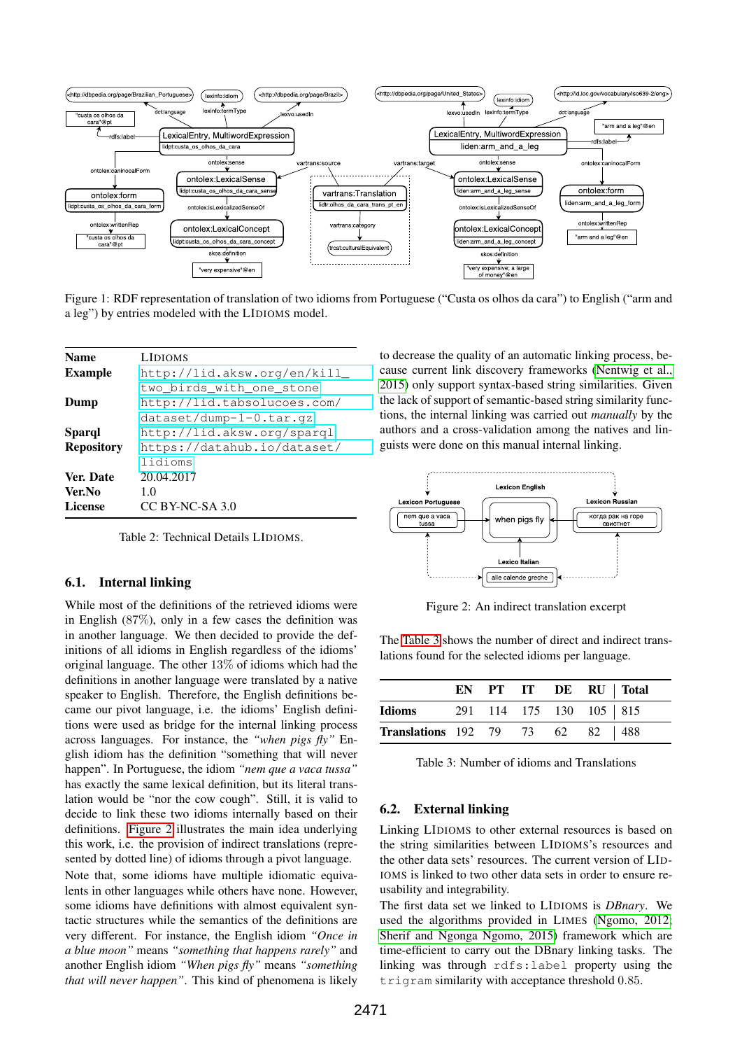Figure 1: RDF representation of translation of two idioms from Portuguese ("Custa os olhos da cara") to English ("arm and a leg") by entries modeled with the LIDIOMS model.

| | |
|---|---|
| **Name** | LIDIOMS |
| **Example** | http://lid.aksw.org/en/kill_two_birds_with_one_stone |
| **Dump** | http://lid.tabsolucoes.com/dataset/dump-1-0.tar.gz |
| **Sparql** | http://lid.aksw.org/sparql |
| **Repository** | https://datahub.io/dataset/lidioms |
| **Ver. Date** | 20.04.2017 |
| **Ver.No** | 1.0 |
| **License** | CC BY-NC-SA 3.0 |

Table 2: Technical Details LIDIOMS.

### 6.1. Internal linking

While most of the definitions of the retrieved idioms were in English (87%), only in a few cases the definition was in another language. We then decided to provide the definitions of all idioms in English regardless of the idioms' original language. The other 13% of idioms which had the definitions in another language were translated by a native speaker to English. Therefore, the English definitions became our pivot language, i.e. the idioms' English definitions were used as bridge for the internal linking process across languages. For instance, the *"when pigs fly"* English idiom has the definition "something that will never happen". In Portuguese, the idiom *"nem que a vaca tussa"* has exactly the same lexical definition, but its literal translation would be "nor the cow cough". Still, it is valid to decide to link these two idioms internally based on their definitions. Figure 2 illustrates the main idea underlying this work, i.e. the provision of indirect translations (represented by dotted line) of idioms through a pivot language.

Note that, some idioms have multiple idiomatic equivalents in other languages while others have none. However, some idioms have definitions with almost equivalent syntactic structures while the semantics of the definitions are very different. For instance, the English idiom *"Once in a blue moon"* means *"something that happens rarely"* and another English idiom *"When pigs fly"* means *"something that will never happen"*. This kind of phenomena is likely to decrease the quality of an automatic linking process, because current link discovery frameworks (Nentwig et al., 2015) only support syntax-based string similarities. Given the lack of support of semantic-based string similarity functions, the internal linking was carried out *manually* by the authors and a cross-validation among the natives and linguists were done on this manual internal linking.

Figure 2: An indirect translation excerpt

The Table 3 shows the number of direct and indirect translations found for the selected idioms per language.

| | EN | PT | IT | DE | RU | Total |
|---|---|---|---|---|---|---|
| **Idioms** | 291 | 114 | 175 | 130 | 105 | 815 |
| **Translations** | 192 | 79 | 73 | 62 | 82 | 488 |

Table 3: Number of idioms and Translations

### 6.2. External linking

Linking LIDIOMS to other external resources is based on the string similarities between LIDIOMS's resources and the other data sets' resources. The current version of LIDIOMS is linked to two other data sets in order to ensure reusability and integrability.

The first data set we linked to LIDIOMS is *DBnary*. We used the algorithms provided in LIMES (Ngomo, 2012; Sherif and Ngonga Ngomo, 2015) framework which are time-efficient to carry out the DBnary linking tasks. The linking was through `rdfs:label` property using the `trigram` similarity with acceptance threshold 0.85.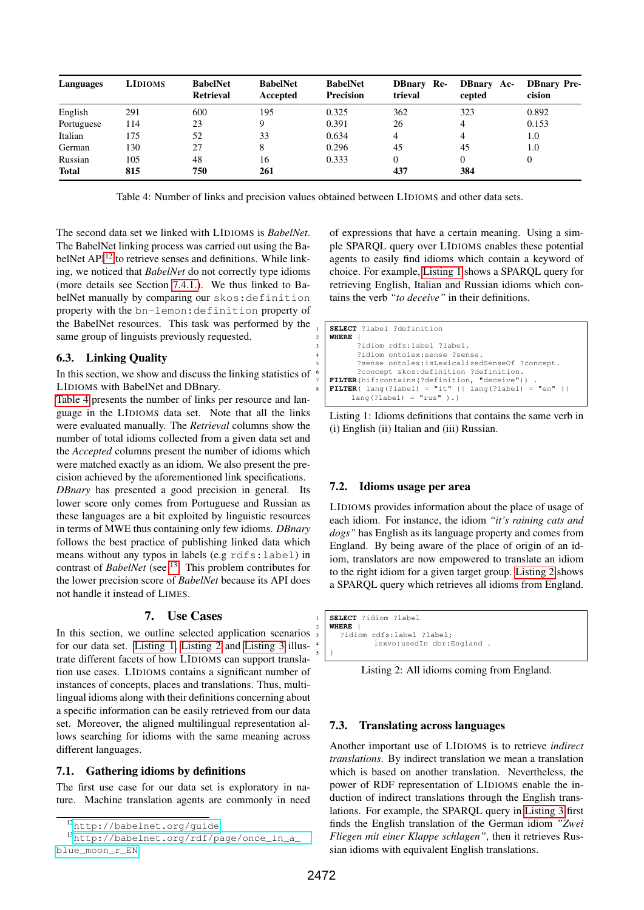| Languages | LIDIOMS | BabelNet Retrieval | BabelNet Accepted | BabelNet Precision | DBnary Retrieval | DBnary Accepted | DBnary Precision |
|---|---|---|---|---|---|---|---|
| English | 291 | 600 | 195 | 0.325 | 362 | 323 | 0.892 |
| Portuguese | 114 | 23 | 9 | 0.391 | 26 | 4 | 0.153 |
| Italian | 175 | 52 | 33 | 0.634 | 4 | 4 | 1.0 |
| German | 130 | 27 | 8 | 0.296 | 45 | 45 | 1.0 |
| Russian | 105 | 48 | 16 | 0.333 | 0 | 0 | 0 |
| **Total** | **815** | **750** | **261** | | **437** | **384** | |

Table 4: Number of links and precision values obtained between LIDIOMS and other data sets.

The second data set we linked with LIDIOMS is *BabelNet*. The BabelNet linking process was carried out using the BabelNet API[12] to retrieve senses and definitions. While linking, we noticed that *BabelNet* do not correctly type idioms (more details see Section 7.4.1.). We thus linked to BabelNet manually by comparing our `skos:definition` property with the `bn-lemon:definition` property of the BabelNet resources. This task was performed by the same group of linguists previously requested.

## 6.3. Linking Quality

In this section, we show and discuss the linking statistics of LIDIOMS with BabelNet and DBnary.

Table 4 presents the number of links per resource and language in the LIDIOMS data set. Note that all the links were evaluated manually. The *Retrieval* columns show the number of total idioms collected from a given data set and the *Accepted* columns present the number of idioms which were matched exactly as an idiom. We also present the precision achieved by the aforementioned link specifications.

*DBnary* has presented a good precision in general. Its lower score only comes from Portuguese and Russian as these languages are a bit exploited by linguistic resources in terms of MWE thus containing only few idioms. *DBnary* follows the best practice of publishing linked data which means without any typos in labels (e.g `rdfs:label`) in contrast of *BabelNet* (see [13]. This problem contributes for the lower precision score of *BabelNet* because its API does not handle it instead of LIMES.

# 7. Use Cases

In this section, we outline selected application scenarios for our data set. Listing 1, Listing 2 and Listing 3 illustrate different facets of how LIDIOMS can support translation use cases. LIDIOMS contains a significant number of instances of concepts, places and translations. Thus, multilingual idioms along with their definitions concerning about a specific information can be easily retrieved from our data set. Moreover, the aligned multilingual representation allows searching for idioms with the same meaning across different languages.

## 7.1. Gathering idioms by definitions

The first use case for our data set is exploratory in nature. Machine translation agents are commonly in need of expressions that have a certain meaning. Using a simple SPARQL query over LIDIOMS enables these potential agents to easily find idioms which contain a keyword of choice. For example, Listing 1 shows a SPARQL query for retrieving English, Italian and Russian idioms which contains the verb *"to deceive"* in their definitions.

```
1 SELECT ?label ?definition
2 WHERE {
3       ?idiom rdfs:label ?label.
4       ?idiom ontolex:sense ?sense.
5       ?sense ontolex:isLexicalizedSenseOf ?concept.
6       ?concept skos:definition ?definition.
7 FILTER(bif:contains(?definition, "deceive")) .
8 FILTER( lang(?label) = "it" || lang(?label) = "en" ||
      lang(?label) = "rus" ).}
```

Listing 1: Idioms definitions that contains the same verb in (i) English (ii) Italian and (iii) Russian.

## 7.2. Idioms usage per area

LIDIOMS provides information about the place of usage of each idiom. For instance, the idiom *"it's raining cats and dogs"* has English as its language property and comes from England. By being aware of the place of origin of an idiom, translators are now empowered to translate an idiom to the right idiom for a given target group. Listing 2 shows a SPARQL query which retrieves all idioms from England.

```
1 SELECT ?idiom ?label
2 WHERE {
3   ?idiom rdfs:label ?label;
4           lexvo:usedIn dbr:England .
5 }
```

Listing 2: All idioms coming from England.

## 7.3. Translating across languages

Another important use of LIDIOMS is to retrieve *indirect translations*. By indirect translation we mean a translation which is based on another translation. Nevertheless, the power of RDF representation of LIDIOMS enable the induction of indirect translations through the English translations. For example, the SPARQL query in Listing 3 first finds the English translation of the German idiom *"Zwei Fliegen mit einer Klappe schlagen"*, then it retrieves Russian idioms with equivalent English translations.

[12] http://babelnet.org/guide

[13] http://babelnet.org/rdf/page/once_in_a_blue_moon_r_EN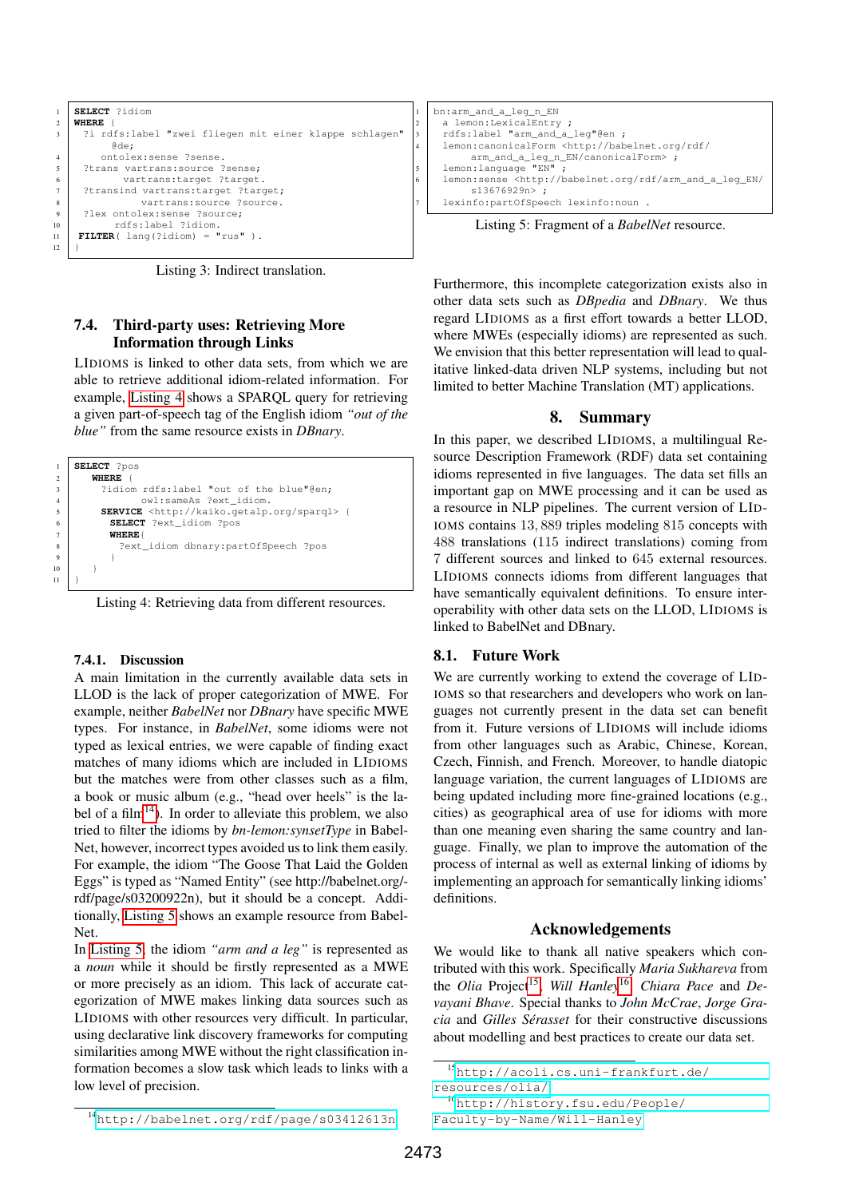```
SELECT ?idiom
WHERE {
  ?i rdfs:label "zwei fliegen mit einer klappe schlagen"
        @de;
     ontolex:sense ?sense.
  ?trans vartrans:source ?sense;
         vartrans:target ?target.
  ?transind vartrans:target ?target;
            vartrans:source ?source.
  ?lex ontolex:sense ?source;
       rdfs:label ?idiom.
 FILTER( lang(?idiom) = "rus" ).
}
```

Listing 3: Indirect translation.

### 7.4. Third-party uses: Retrieving More Information through Links

LIDIOMS is linked to other data sets, from which we are able to retrieve additional idiom-related information. For example, Listing 4 shows a SPARQL query for retrieving a given part-of-speech tag of the English idiom *"out of the blue"* from the same resource exists in *DBnary*.

```
SELECT ?pos
  WHERE {
    ?idiom rdfs:label "out of the blue"@en;
            owl:sameAs ?ext_idiom.
    SERVICE <http://kaiko.getalp.org/sparql> {
      SELECT ?ext_idiom ?pos
      WHERE{
        ?ext_idiom dbnary:partOfSpeech ?pos
      }
  }
}
```

Listing 4: Retrieving data from different resources.

#### 7.4.1. Discussion

A main limitation in the currently available data sets in LLOD is the lack of proper categorization of MWE. For example, neither *BabelNet* nor *DBnary* have specific MWE types. For instance, in *BabelNet*, some idioms were not typed as lexical entries, we were capable of finding exact matches of many idioms which are included in LIDIOMS but the matches were from other classes such as a film, a book or music album (e.g., "head over heels" is the label of a film[14]). In order to alleviate this problem, we also tried to filter the idioms by *bn-lemon:synsetType* in BabelNet, however, incorrect types avoided us to link them easily. For example, the idiom "The Goose That Laid the Golden Eggs" is typed as "Named Entity" (see http://babelnet.org/rdf/page/s03200922n), but it should be a concept. Additionally, Listing 5 shows an example resource from BabelNet.

In Listing 5, the idiom *"arm and a leg"* is represented as a *noun* while it should be firstly represented as a MWE or more precisely as an idiom. This lack of accurate categorization of MWE makes linking data sources such as LIDIOMS with other resources very difficult. In particular, using declarative link discovery frameworks for computing similarities among MWE without the right classification information becomes a slow task which leads to links with a low level of precision.

[14] http://babelnet.org/rdf/page/s03412613n

```
bn:arm_and_a_leg_n_EN
  a lemon:LexicalEntry ;
  rdfs:label "arm_and_a_leg"@en ;
  lemon:canonicalForm <http://babelnet.org/rdf/
        arm_and_a_leg_n_EN/canonicalForm> ;
  lemon:language "EN" ;
  lemon:sense <http://babelnet.org/rdf/arm_and_a_leg_EN/
        s13676929n> ;
  lexinfo:partOfSpeech lexinfo:noun .
```

Listing 5: Fragment of a *BabelNet* resource.

Furthermore, this incomplete categorization exists also in other data sets such as *DBpedia* and *DBnary*. We thus regard LIDIOMS as a first effort towards a better LLOD, where MWEs (especially idioms) are represented as such. We envision that this better representation will lead to qualitative linked-data driven NLP systems, including but not limited to better Machine Translation (MT) applications.

## 8. Summary

In this paper, we described LIDIOMS, a multilingual Resource Description Framework (RDF) data set containing idioms represented in five languages. The data set fills an important gap on MWE processing and it can be used as a resource in NLP pipelines. The current version of LIDIOMS contains 13,889 triples modeling 815 concepts with 488 translations (115 indirect translations) coming from 7 different sources and linked to 645 external resources. LIDIOMS connects idioms from different languages that have semantically equivalent definitions. To ensure interoperability with other data sets on the LLOD, LIDIOMS is linked to BabelNet and DBnary.

### 8.1. Future Work

We are currently working to extend the coverage of LIDIOMS so that researchers and developers who work on languages not currently present in the data set can benefit from it. Future versions of LIDIOMS will include idioms from other languages such as Arabic, Chinese, Korean, Czech, Finnish, and French. Moreover, to handle diatopic language variation, the current languages of LIDIOMS are being updated including more fine-grained locations (e.g., cities) as geographical area of use for idioms with more than one meaning even sharing the same country and language. Finally, we plan to improve the automation of the process of internal as well as external linking of idioms by implementing an approach for semantically linking idioms' definitions.

## Acknowledgements

We would like to thank all native speakers which contributed with this work. Specifically *Maria Sukhareva* from the *Olia* Project[15], *Will Hanley*[16], *Chiara Pace* and *Devayani Bhave*. Special thanks to *John McCrae*, *Jorge Gracia* and *Gilles Sérasset* for their constructive discussions about modelling and best practices to create our data set.

[15] http://acoli.cs.uni-frankfurt.de/resources/olia/

[16] http://history.fsu.edu/People/Faculty-by-Name/Will-Hanley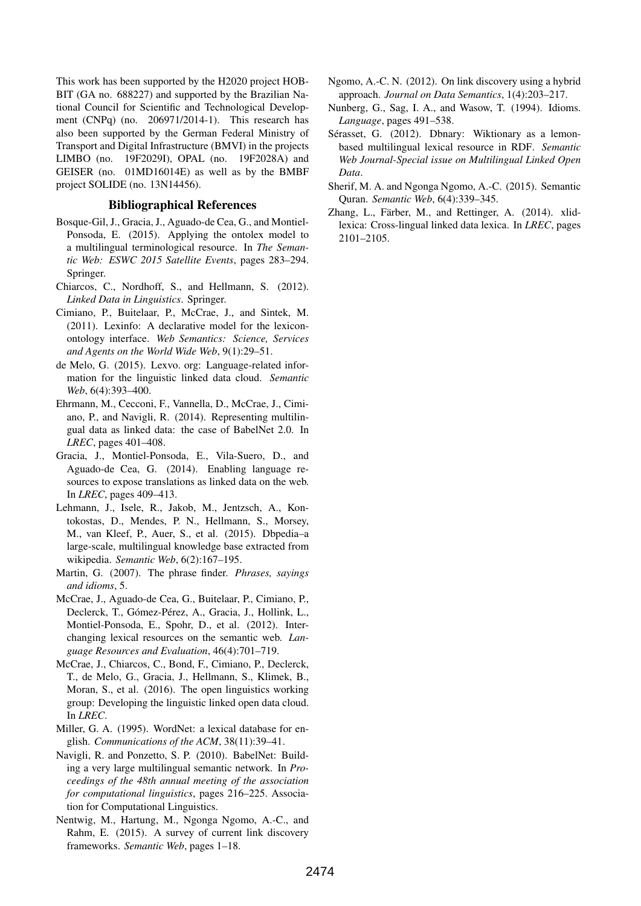This work has been supported by the H2020 project HOBBIT (GA no. 688227) and supported by the Brazilian National Council for Scientific and Technological Development (CNPq) (no. 206971/2014-1). This research has also been supported by the German Federal Ministry of Transport and Digital Infrastructure (BMVI) in the projects LIMBO (no. 19F2029I), OPAL (no. 19F2028A) and GEISER (no. 01MD16014E) as well as by the BMBF project SOLIDE (no. 13N14456).

## Bibliographical References

Bosque-Gil, J., Gracia, J., Aguado-de Cea, G., and Montiel-Ponsoda, E. (2015). Applying the ontolex model to a multilingual terminological resource. In *The Semantic Web: ESWC 2015 Satellite Events*, pages 283–294. Springer.

Chiarcos, C., Nordhoff, S., and Hellmann, S. (2012). *Linked Data in Linguistics*. Springer.

Cimiano, P., Buitelaar, P., McCrae, J., and Sintek, M. (2011). Lexinfo: A declarative model for the lexicon-ontology interface. *Web Semantics: Science, Services and Agents on the World Wide Web*, 9(1):29–51.

de Melo, G. (2015). Lexvo. org: Language-related information for the linguistic linked data cloud. *Semantic Web*, 6(4):393–400.

Ehrmann, M., Cecconi, F., Vannella, D., McCrae, J., Cimiano, P., and Navigli, R. (2014). Representing multilingual data as linked data: the case of BabelNet 2.0. In *LREC*, pages 401–408.

Gracia, J., Montiel-Ponsoda, E., Vila-Suero, D., and Aguado-de Cea, G. (2014). Enabling language resources to expose translations as linked data on the web. In *LREC*, pages 409–413.

Lehmann, J., Isele, R., Jakob, M., Jentzsch, A., Kontokostas, D., Mendes, P. N., Hellmann, S., Morsey, M., van Kleef, P., Auer, S., et al. (2015). Dbpedia–a large-scale, multilingual knowledge base extracted from wikipedia. *Semantic Web*, 6(2):167–195.

Martin, G. (2007). The phrase finder. *Phrases, sayings and idioms*, 5.

McCrae, J., Aguado-de Cea, G., Buitelaar, P., Cimiano, P., Declerck, T., Gómez-Pérez, A., Gracia, J., Hollink, L., Montiel-Ponsoda, E., Spohr, D., et al. (2012). Interchanging lexical resources on the semantic web. *Language Resources and Evaluation*, 46(4):701–719.

McCrae, J., Chiarcos, C., Bond, F., Cimiano, P., Declerck, T., de Melo, G., Gracia, J., Hellmann, S., Klimek, B., Moran, S., et al. (2016). The open linguistics working group: Developing the linguistic linked open data cloud. In *LREC*.

Miller, G. A. (1995). WordNet: a lexical database for english. *Communications of the ACM*, 38(11):39–41.

Navigli, R. and Ponzetto, S. P. (2010). BabelNet: Building a very large multilingual semantic network. In *Proceedings of the 48th annual meeting of the association for computational linguistics*, pages 216–225. Association for Computational Linguistics.

Nentwig, M., Hartung, M., Ngonga Ngomo, A.-C., and Rahm, E. (2015). A survey of current link discovery frameworks. *Semantic Web*, pages 1–18.

Ngomo, A.-C. N. (2012). On link discovery using a hybrid approach. *Journal on Data Semantics*, 1(4):203–217.

Nunberg, G., Sag, I. A., and Wasow, T. (1994). Idioms. *Language*, pages 491–538.

Sérasset, G. (2012). Dbnary: Wiktionary as a lemon-based multilingual lexical resource in RDF. *Semantic Web Journal-Special issue on Multilingual Linked Open Data*.

Sherif, M. A. and Ngonga Ngomo, A.-C. (2015). Semantic Quran. *Semantic Web*, 6(4):339–345.

Zhang, L., Färber, M., and Rettinger, A. (2014). xlid-lexica: Cross-lingual linked data lexica. In *LREC*, pages 2101–2105.